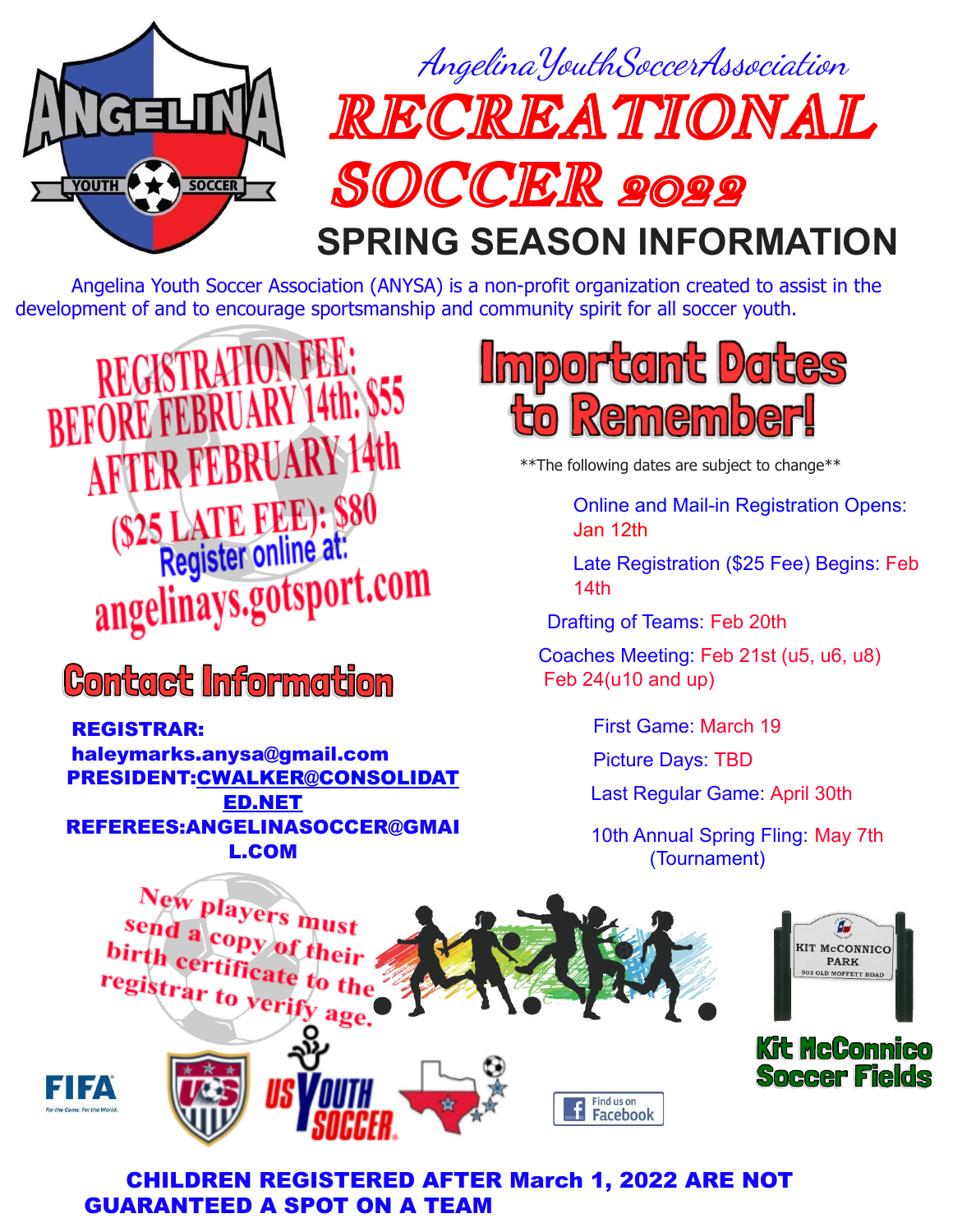*Angelina Youth Soccer Association*

# RECREATIONAL SOCCER 2022

## SPRING SEASON INFORMATION

Angelina Youth Soccer Association (ANYSA) is a non-profit organization created to assist in the development of and to encourage sportsmanship and community spirit for all soccer youth.

**REGISTRATION FEE:**
**BEFORE FEBRUARY 14th: $55**
**AFTER FEBRUARY 14th ($25 LATE FEE): $80**

Register online at:
angelinays.gotsport.com

## Contact Information

**REGISTRAR: haleymarks.anysa@gmail.com**
**PRESIDENT: CWALKER@CONSOLIDATED.NET**
**REFEREES: ANGELINASOCCER@GMAIL.COM**

## Important Dates to Remember!

**The following dates are subject to change**

- Online and Mail-in Registration Opens: Jan 12th
- Late Registration ($25 Fee) Begins: Feb 14th
- Drafting of Teams: Feb 20th
- Coaches Meeting: Feb 21st (u5, u6, u8) Feb 24(u10 and up)
- First Game: March 19
- Picture Days: TBD
- Last Regular Game: April 30th
- 10th Annual Spring Fling: May 7th (Tournament)

New players must send a copy of their birth certificate to the registrar to verify age.

KIT McCONNICO PARK
903 OLD MOFFETT ROAD

**Kit McConnico Soccer Fields**

Find us on Facebook

**CHILDREN REGISTERED AFTER March 1, 2022 ARE NOT GUARANTEED A SPOT ON A TEAM**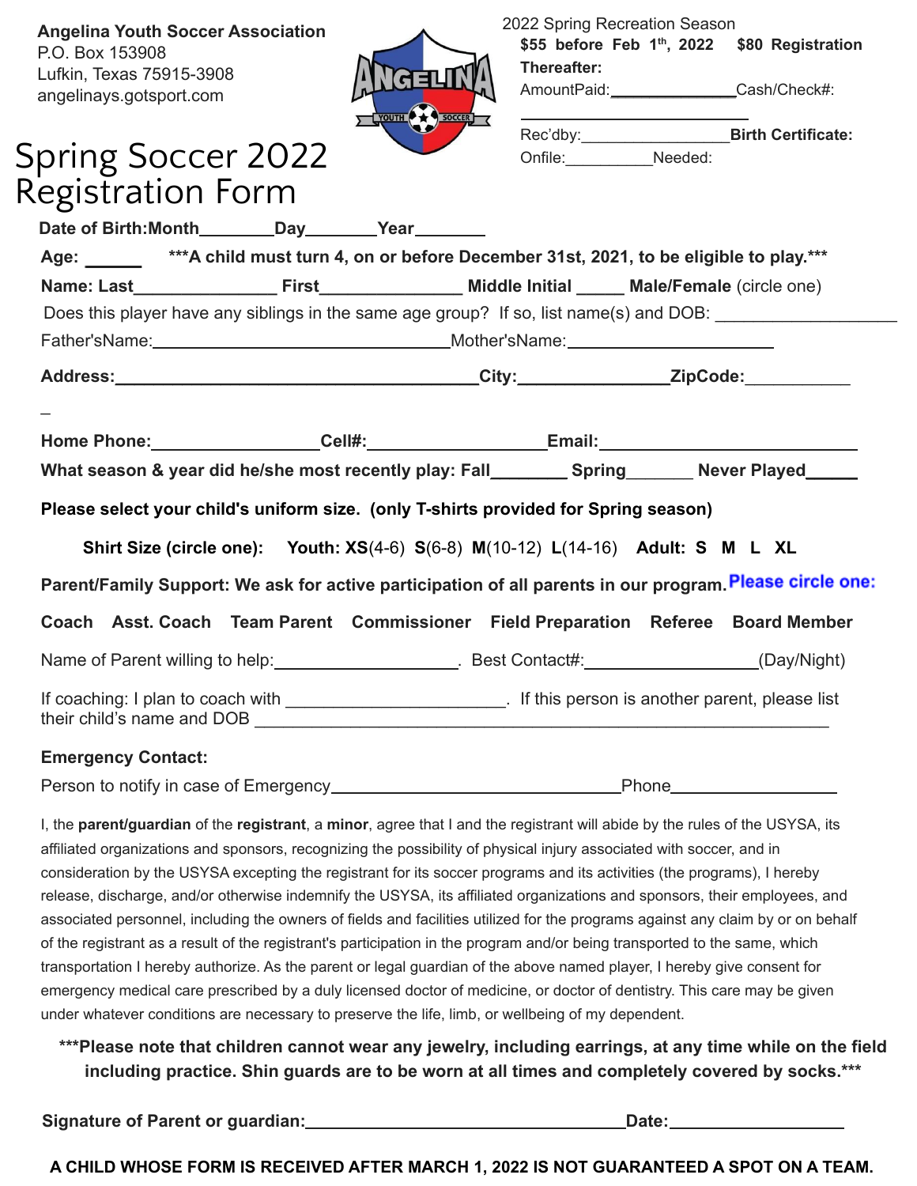**Angelina Youth Soccer Association**
P.O. Box 153908
Lufkin, Texas 75915-3908
angelinays.gotsport.com

2022 Spring Recreation Season
**$55 before Feb 1th, 2022 $80 Registration Thereafter:**
AmountPaid:______________Cash/Check#: ______________________________

Rec'dby:__________________**Birth Certificate:**
Onfile:__________Needed:

# Spring Soccer 2022 Registration Form

**Date of Birth:Month________Day________Year________**

**Age: ______ \*\*\*A child must turn 4, on or before December 31st, 2021, to be eligible to play.\*\*\***

**Name: Last_______________ First_______________ Middle Initial _____ Male/Female** (circle one)

Does this player have any siblings in the same age group? If so, list name(s) and DOB: ___________________

Father'sName:_________________________________Mother'sName:_______________________

**Address:_______________________________________City:________________ZipCode:**___________

_

**Home Phone:__________________Cell#:___________________Email:__________________________**

**What season & year did he/she most recently play: Fall________ Spring_______ Never Played_____**

**Please select your child's uniform size. (only T-shirts provided for Spring season)**

**Shirt Size (circle one): Youth: XS**(4-6) **S**(6-8) **M**(10-12) **L**(14-16) **Adult: S M L XL**

**Parent/Family Support: We ask for active participation of all parents in our program. Please circle one:**

**Coach Asst. Coach Team Parent Commissioner Field Preparation Referee Board Member**

Name of Parent willing to help:___________________. Best Contact#:__________________(Day/Night)

If coaching: I plan to coach with _______________________. If this person is another parent, please list their child's name and DOB ____________________________________________________________

**Emergency Contact:**

Person to notify in case of Emergency________________________________Phone___________________

I, the **parent/guardian** of the **registrant**, a **minor**, agree that I and the registrant will abide by the rules of the USYSA, its affiliated organizations and sponsors, recognizing the possibility of physical injury associated with soccer, and in consideration by the USYSA excepting the registrant for its soccer programs and its activities (the programs), I hereby release, discharge, and/or otherwise indemnify the USYSA, its affiliated organizations and sponsors, their employees, and associated personnel, including the owners of fields and facilities utilized for the programs against any claim by or on behalf of the registrant as a result of the registrant's participation in the program and/or being transported to the same, which transportation I hereby authorize. As the parent or legal guardian of the above named player, I hereby give consent for emergency medical care prescribed by a duly licensed doctor of medicine, or doctor of dentistry. This care may be given under whatever conditions are necessary to preserve the life, limb, or wellbeing of my dependent.

**\*\*\*Please note that children cannot wear any jewelry, including earrings, at any time while on the field including practice. Shin guards are to be worn at all times and completely covered by socks.\*\*\***

**Signature of Parent or guardian:___________________________________Date:__________________**

**A CHILD WHOSE FORM IS RECEIVED AFTER MARCH 1, 2022 IS NOT GUARANTEED A SPOT ON A TEAM.**